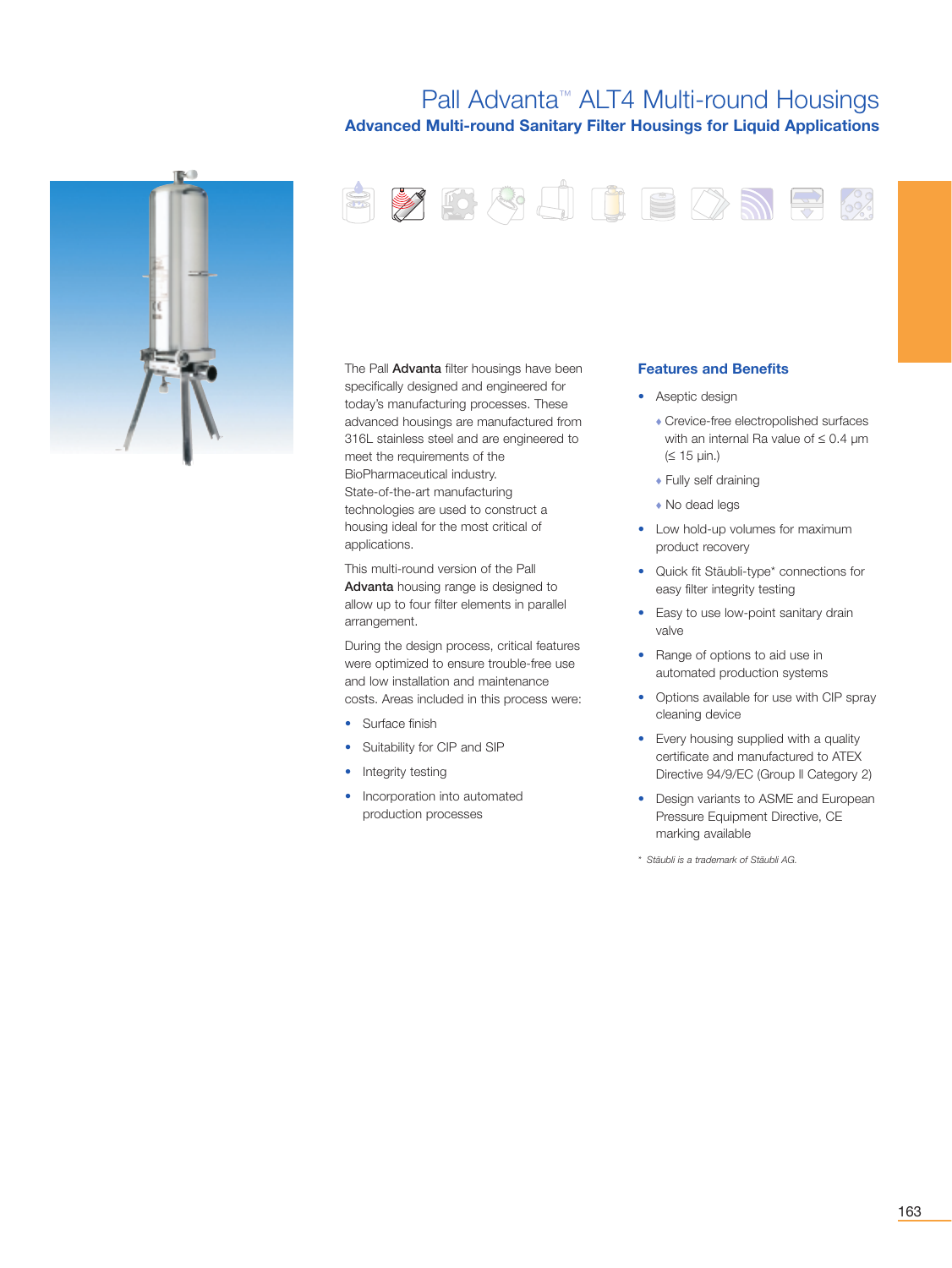# Pall Advanta™ ALT4 Multi-round Housings

## Advanced Multi-round Sanitary Filter Housings for Liquid Applications

The Pall **Advanta** filter housings have been specifically designed and engineered for today's manufacturing processes. These advanced housings are manufactured from 316L stainless steel and are engineered to meet the requirements of the BioPharmaceutical industry. State-of-the-art manufacturing technologies are used to construct a housing ideal for the most critical of applications.

This multi-round version of the Pall **Advanta** housing range is designed to allow up to four filter elements in parallel arrangement.

During the design process, critical features were optimized to ensure trouble-free use and low installation and maintenance costs. Areas included in this process were:

- Surface finish
- Suitability for CIP and SIP
- Integrity testing
- Incorporation into automated production processes

### Features and Benefits

- Aseptic design
  - Crevice-free electropolished surfaces with an internal Ra value of ≤ 0.4 µm (≤ 15 µin.)
  - Fully self draining
  - No dead legs
- Low hold-up volumes for maximum product recovery
- Quick fit Stäubli-type* connections for easy filter integrity testing
- Easy to use low-point sanitary drain valve
- Range of options to aid use in automated production systems
- Options available for use with CIP spray cleaning device
- Every housing supplied with a quality certificate and manufactured to ATEX Directive 94/9/EC (Group II Category 2)
- Design variants to ASME and European Pressure Equipment Directive, CE marking available

*\* Stäubli is a trademark of Stäubli AG.*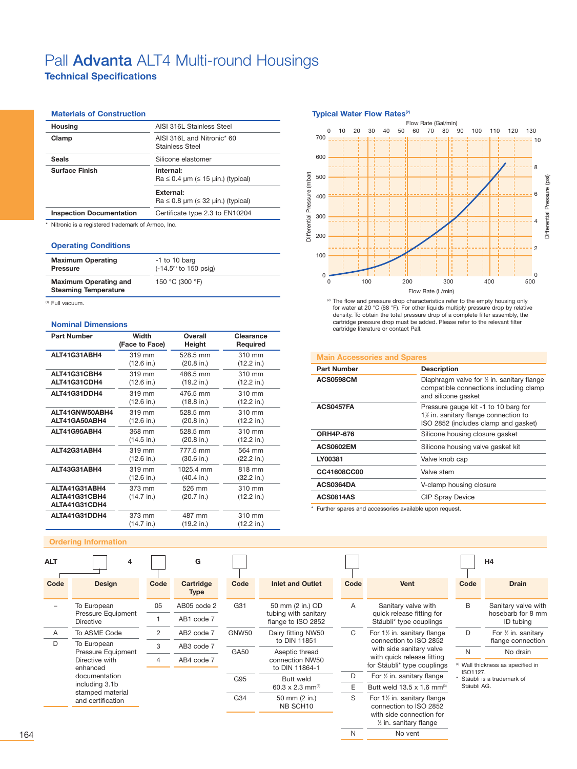# Pall **Advanta** ALT4 Multi-round Housings

## Technical Specifications

### Materials of Construction

| | |
|---|---|
| **Housing** | AISI 316L Stainless Steel |
| **Clamp** | AISI 316L and Nitronic* 60 Stainless Steel |
| **Seals** | Silicone elastomer |
| **Surface Finish** | **Internal:** Ra ≤ 0.4 µm (≤ 15 µin.) (typical) |
| | **External:** Ra ≤ 0.8 µm (≤ 32 µin.) (typical) |
| **Inspection Documentation** | Certificate type 2.3 to EN10204 |

* Nitronic is a registered trademark of Armco, Inc.

### Operating Conditions

| | |
|---|---|
| **Maximum Operating Pressure** | -1 to 10 barg (-14.5[1] to 150 psig) |
| **Maximum Operating and Steaming Temperature** | 150 °C (300 °F) |

[1] Full vacuum.

### Nominal Dimensions

| Part Number | Width (Face to Face) | Overall Height | Clearance Required |
|---|---|---|---|
| ALT41G31ABH4 | 319 mm (12.6 in.) | 528.5 mm (20.8 in.) | 310 mm (12.2 in.) |
| ALT41G31CBH4 ALT41G31CDH4 | 319 mm (12.6 in.) | 486.5 mm (19.2 in.) | 310 mm (12.2 in.) |
| ALT41G31DDH4 | 319 mm (12.6 in.) | 476.5 mm (18.8 in.) | 310 mm (12.2 in.) |
| ALT41GNW50ABH4 ALT41GA50ABH4 | 319 mm (12.6 in.) | 528.5 mm (20.8 in.) | 310 mm (12.2 in.) |
| ALT41G95ABH4 | 368 mm (14.5 in.) | 528.5 mm (20.8 in.) | 310 mm (12.2 in.) |
| ALT42G31ABH4 | 319 mm (12.6 in.) | 777.5 mm (30.6 in.) | 564 mm (22.2 in.) |
| ALT43G31ABH4 | 319 mm (12.6 in.) | 1025.4 mm (40.4 in.) | 818 mm (32.2 in.) |
| ALTA41G31ABH4 ALTA41G31CBH4 ALTA41G31CDH4 | 373 mm (14.7 in.) | 526 mm (20.7 in.) | 310 mm (12.2 in.) |
| ALTA41G31DDH4 | 373 mm (14.7 in.) | 487 mm (19.2 in.) | 310 mm (12.2 in.) |

### Typical Water Flow Rates[2]

Flow Rate (Gal/min)
0 10 20 30 40 50 60 70 80 90 100 110 120 130
Differential Pressure (mbar)
0 100 200 300 400 500 600 700
Differential Pressure (psi)
0 2 4 6 8 10
Flow Rate (L/min)
0 100 200 300 400 500

[2] The flow and pressure drop characteristics refer to the empty housing only for water at 20 °C (68 °F). For other liquids multiply pressure drop by relative density. To obtain the total pressure drop of a complete filter assembly, the cartridge pressure drop must be added. Please refer to the relevant filter cartridge literature or contact Pall.

### Main Accessories and Spares

| Part Number | Description |
|---|---|
| ACS0598CM | Diaphragm valve for ½ in. sanitary flange compatible connections including clamp and silicone gasket |
| ACS0457FA | Pressure gauge kit -1 to 10 barg for 1½ in. sanitary flange connection to ISO 2852 (includes clamp and gasket) |
| ORH4P-676 | Silicone housing closure gasket |
| ACS0602EM | Silicone housing valve gasket kit |
| LY00381 | Valve knob cap |
| CC41608CC00 | Valve stem |
| ACS0364DA | V-clamp housing closure |
| ACS0814AS | CIP Spray Device |

* Further spares and accessories available upon request.

### Ordering Information

ALT ☐ 4 ☐ G ☐ ☐ ☐ H4

| Code | Design |
|---|---|
| – | To European Pressure Equipment Directive |
| A | To ASME Code |
| D | To European Pressure Equipment Directive with enhanced documentation including 3.1b stamped material and certification |

| Code | Cartridge Type |
|---|---|
| 05 | AB05 code 2 |
| 1 | AB1 code 7 |
| 2 | AB2 code 7 |
| 3 | AB3 code 7 |
| 4 | AB4 code 7 |

| Code | Inlet and Outlet |
|---|---|
| G31 | 50 mm (2 in.) OD tubing with sanitary flange to ISO 2852 |
| GNW50 | Dairy fitting NW50 to DIN 11851 |
| GA50 | Aseptic thread connection NW50 to DIN 11864-1 |
| G95 | Butt weld 60.3 x 2.3 mm[3] |
| G34 | 50 mm (2 in.) NB SCH10 |

| Code | Vent |
|---|---|
| A | Sanitary valve with quick release fitting for Stäubli* type couplings |
| C | For 1½ in. sanitary flange connection to ISO 2852 with side sanitary valve with quick release fitting for Stäubli* type couplings |
| D | For ½ in. sanitary flange |
| E | Butt weld 13.5 x 1.6 mm[3] |
| S | For 1½ in. sanitary flange connection to ISO 2852 with side connection for ½ in. sanitary flange |
| N | No vent |

| Code | Drain |
|---|---|
| B | Sanitary valve with hosebarb for 8 mm ID tubing |
| D | For ½ in. sanitary flange connection |
| N | No drain |

[3] Wall thickness as specified in ISO1127.
* Stäubli is a trademark of Stäubli AG.